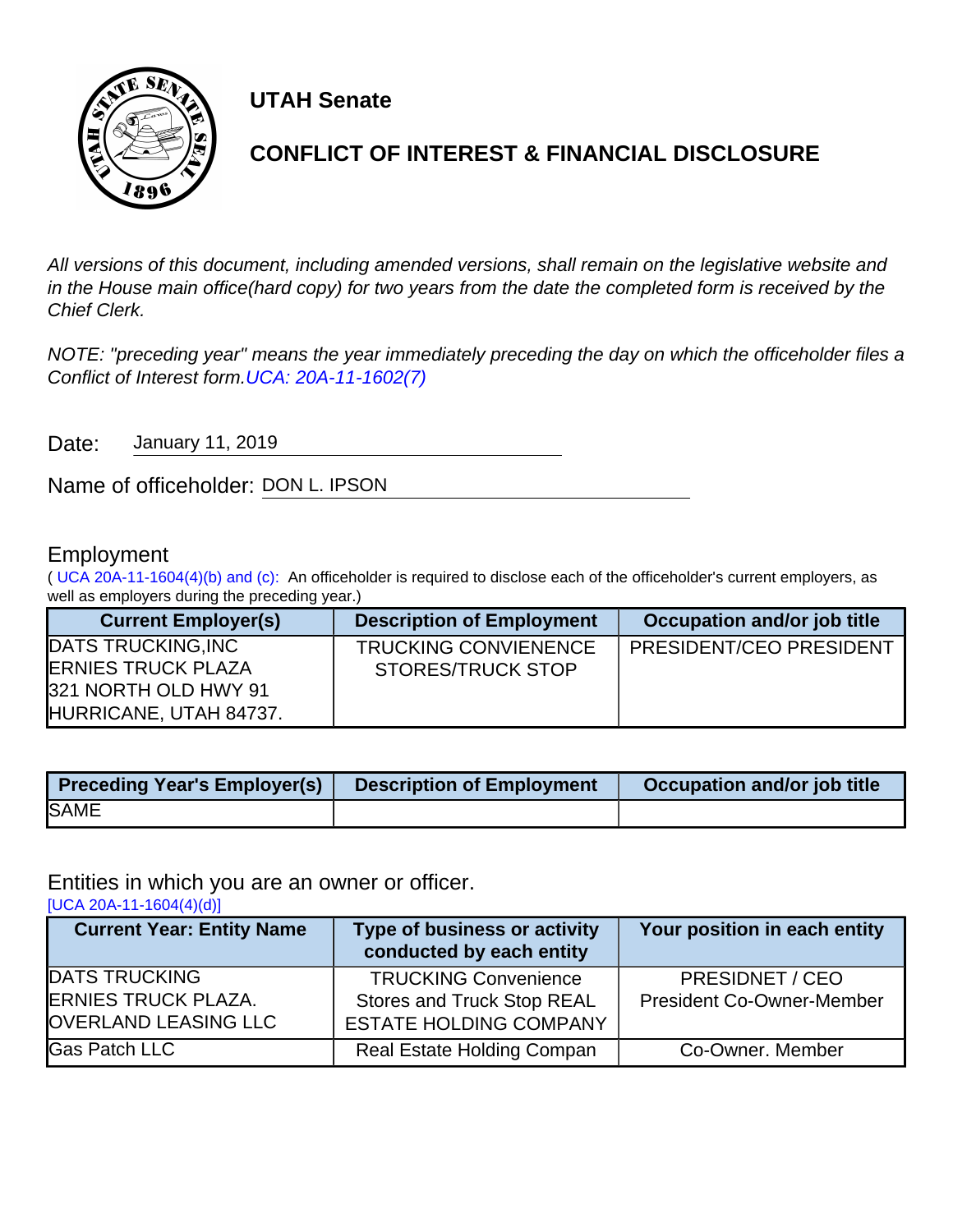# UTAH Senate

## CONFLICT OF INTEREST & FINANCIAL DISCLOSURE

*All versions of this document, including amended versions, shall remain on the legislative website and in the House main office(hard copy) for two years from the date the completed form is received by the Chief Clerk.*

*NOTE: "preceding year" means the year immediately preceding the day on which the officeholder files a Conflict of Interest form. UCA: 20A-11-1602(7)*

Date: January 11, 2019

Name of officeholder: DON L. IPSON

### Employment

( UCA 20A-11-1604(4)(b) and (c): An officeholder is required to disclose each of the officeholder's current employers, as well as employers during the preceding year.)

| Current Employer(s) | Description of Employment | Occupation and/or job title |
|---|---|---|
| DATS TRUCKING,INC ERNIES TRUCK PLAZA 321 NORTH OLD HWY 91 HURRICANE, UTAH 84737. | TRUCKING CONVIENENCE STORES/TRUCK STOP | PRESIDENT/CEO PRESIDENT |

| Preceding Year's Employer(s) | Description of Employment | Occupation and/or job title |
|---|---|---|
| SAME | | |

### Entities in which you are an owner or officer.

[UCA 20A-11-1604(4)(d)]

| Current Year: Entity Name | Type of business or activity conducted by each entity | Your position in each entity |
|---|---|---|
| DATS TRUCKING ERNIES TRUCK PLAZA. OVERLAND LEASING LLC | TRUCKING Convenience Stores and Truck Stop REAL ESTATE HOLDING COMPANY | PRESIDNET / CEO President Co-Owner-Member |
| Gas Patch LLC | Real Estate Holding Compan | Co-Owner. Member |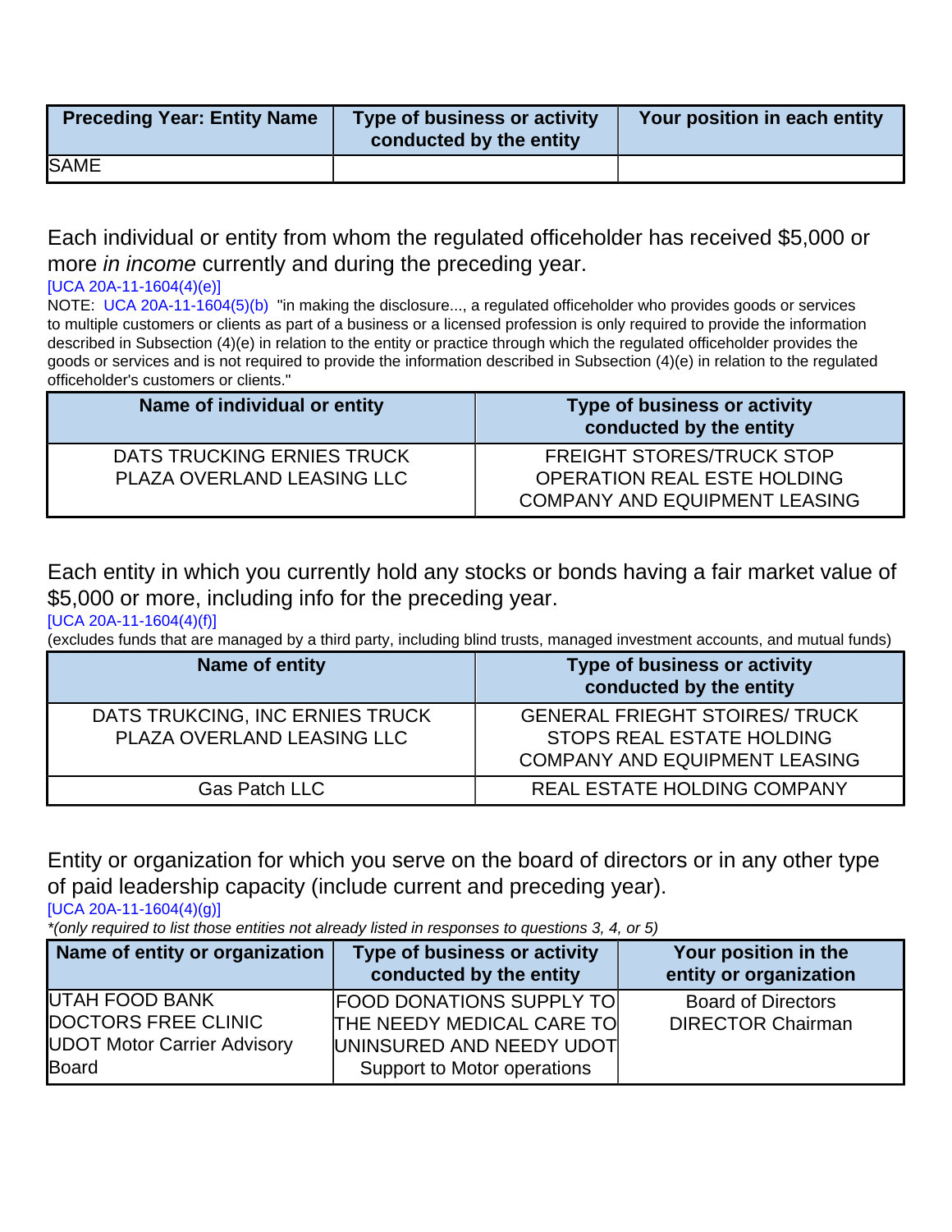| Preceding Year: Entity Name | Type of business or activity conducted by the entity | Your position in each entity |
|---|---|---|
| SAME | | |

Each individual or entity from whom the regulated officeholder has received $5,000 or more *in income* currently and during the preceding year.

[UCA 20A-11-1604(4)(e)]

NOTE: UCA 20A-11-1604(5)(b) "in making the disclosure..., a regulated officeholder who provides goods or services to multiple customers or clients as part of a business or a licensed profession is only required to provide the information described in Subsection (4)(e) in relation to the entity or practice through which the regulated officeholder provides the goods or services and is not required to provide the information described in Subsection (4)(e) in relation to the regulated officeholder's customers or clients."

| Name of individual or entity | Type of business or activity conducted by the entity |
|---|---|
| DATS TRUCKING ERNIES TRUCK PLAZA OVERLAND LEASING LLC | FREIGHT STORES/TRUCK STOP OPERATION REAL ESTE HOLDING COMPANY AND EQUIPMENT LEASING |

Each entity in which you currently hold any stocks or bonds having a fair market value of $5,000 or more, including info for the preceding year.

[UCA 20A-11-1604(4)(f)]

(excludes funds that are managed by a third party, including blind trusts, managed investment accounts, and mutual funds)

| Name of entity | Type of business or activity conducted by the entity |
|---|---|
| DATS TRUKCING, INC ERNIES TRUCK PLAZA OVERLAND LEASING LLC | GENERAL FRIEGHT STOIRES/ TRUCK STOPS REAL ESTATE HOLDING COMPANY AND EQUIPMENT LEASING |
| Gas Patch LLC | REAL ESTATE HOLDING COMPANY |

Entity or organization for which you serve on the board of directors or in any other type of paid leadership capacity (include current and preceding year).

[UCA 20A-11-1604(4)(g)]

*(only required to list those entities not already listed in responses to questions 3, 4, or 5)*

| Name of entity or organization | Type of business or activity conducted by the entity | Your position in the entity or organization |
|---|---|---|
| UTAH FOOD BANK DOCTORS FREE CLINIC UDOT Motor Carrier Advisory Board | FOOD DONATIONS SUPPLY TO THE NEEDY MEDICAL CARE TO UNINSURED AND NEEDY UDOT Support to Motor operations | Board of Directors DIRECTOR Chairman |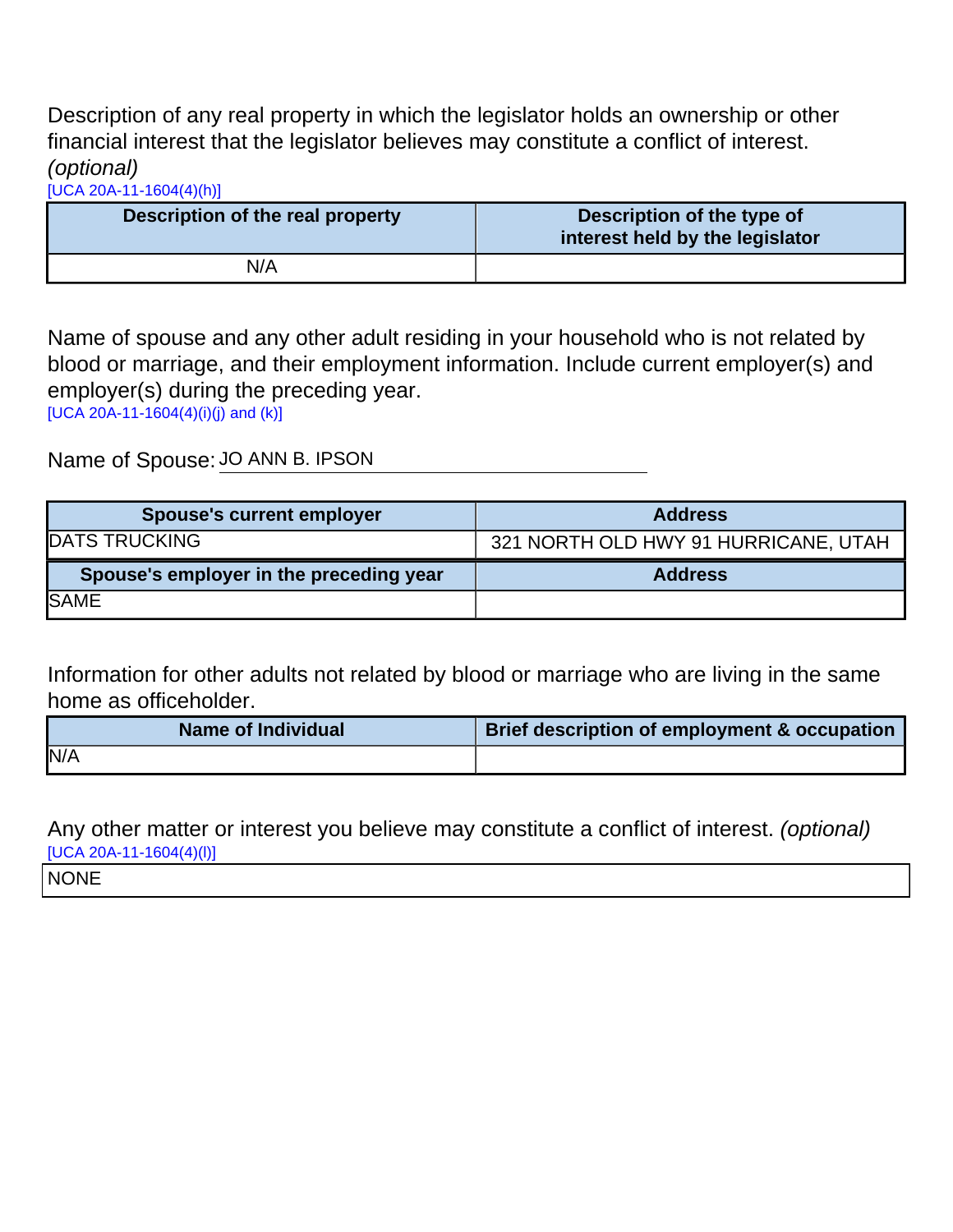Description of any real property in which the legislator holds an ownership or other financial interest that the legislator believes may constitute a conflict of interest. *(optional)*
[UCA 20A-11-1604(4)(h)]

| Description of the real property | Description of the type of interest held by the legislator |
|---|---|
| N/A | |

Name of spouse and any other adult residing in your household who is not related by blood or marriage, and their employment information. Include current employer(s) and employer(s) during the preceding year.
[UCA 20A-11-1604(4)(i)(j) and (k)]

Name of Spouse: JO ANN B. IPSON

| Spouse's current employer | Address |
|---|---|
| DATS TRUCKING | 321 NORTH OLD HWY 91 HURRICANE, UTAH |
| **Spouse's employer in the preceding year** | **Address** |
| SAME | |

Information for other adults not related by blood or marriage who are living in the same home as officeholder.

| Name of Individual | Brief description of employment & occupation |
|---|---|
| N/A | |

Any other matter or interest you believe may constitute a conflict of interest. *(optional)*
[UCA 20A-11-1604(4)(l)]

NONE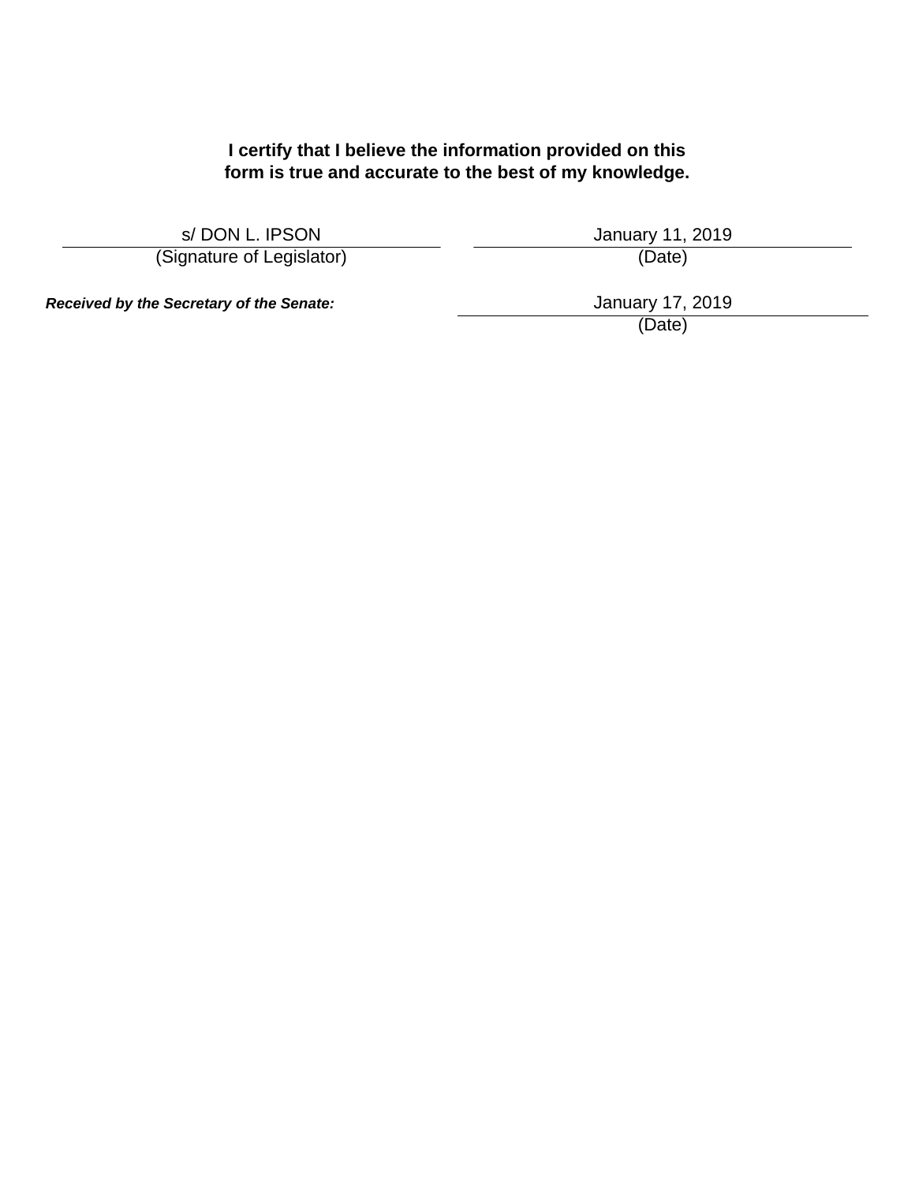**I certify that I believe the information provided on this form is true and accurate to the best of my knowledge.**

| | |
|---|---|
| s/ DON L. IPSON | January 11, 2019 |
| (Signature of Legislator) | (Date) |

***Received by the Secretary of the Senate:*** January 17, 2019

(Date)